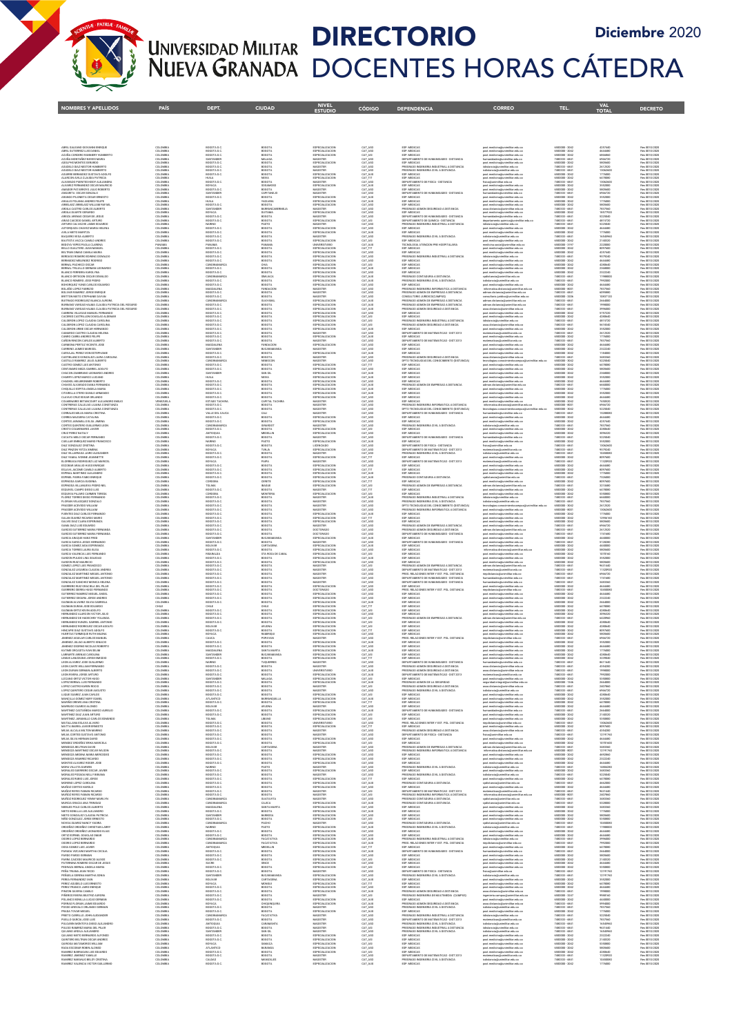# UNIVERSIDAD MILITAR NUEVA GRANADA

# DIRECTORIO DOCENTES HORAS CÁTEDRA

## Diciembre 2020

| NOMBRES Y APELLIDOS | PAÍS | DEPT. | CIUDAD | NIVEL ESTUDIO | CÓDIGO | DEPENDENCIA | CORREO | TEL. | VAL TOTAL | DECRETO |
|---|---|---|---|---|---|---|---|---|---|---|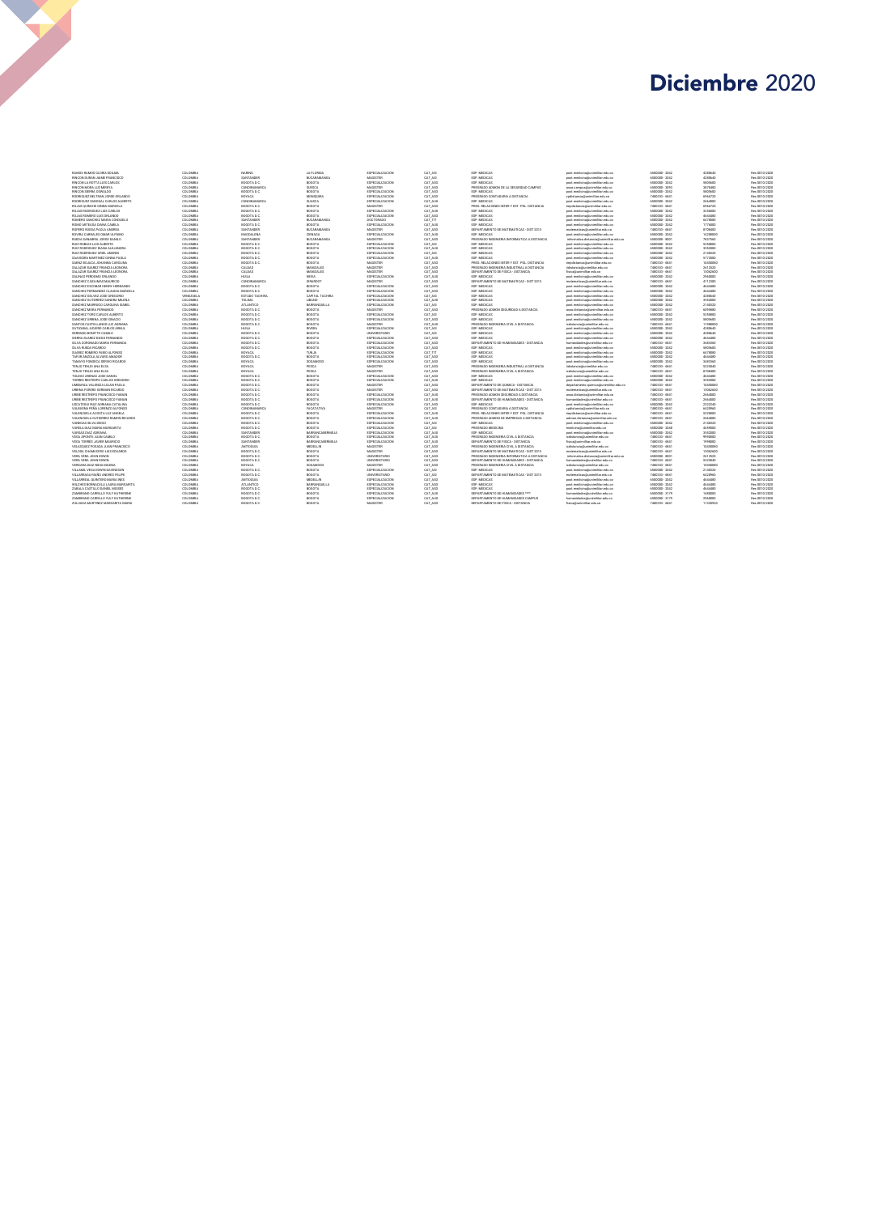# **Diciembre** 2020

| | | | | | | | | | | |
|---|---|---|---|---|---|---|---|---|---|---|
| RAMOS RAMOS GLORIA SOLMA | COLOMBIA | NARIÑO | LA FLORIDA | ESPECIALIZACION | CAT_ASI | ESP. MEDICAS | posi.medicina@unimilitar.edu.co | 6500000 - 3042 | 4268640 | Res 0010 2020 |
| RINCON DURAN JAIME FRANCISCO | COLOMBIA | SANTANDER | BUCARAMANGA | MAGISTER | CAT_ASI | ESP. MEDICAS | posi.medicina@unimilitar.edu.co | 6500000 - 3042 | 4268640 | Res 0010 2020 |
| RINCON LA ROTTA LUIS CARLOS | COLOMBIA | BOGOTA D.C. | BOGOTA | ESPECIALIZACION | CAT_ASO | ESP. MEDICAS | posi.medicina@unimilitar.edu.co | 6500000 - 3042 | 5805640 | Res 0010 2020 |
| RINCON MORA LUZ MIREYA | COLOMBIA | CUNDINAMARCA | GUASCA | MAGISTER | CAT_ASO | PREGRADO ADMON DE LA SEGURIDAD CAMPUS | asso.campus@unimilitar.edu.co | 6500000 - 3093 | 3975600 | Res 0010 2020 |
| RINCON SIERRA GONZALO | COLOMBIA | BOGOTA D.C. | BOGOTA | ESPECIALIZACION | CAT_ASO | ESP. MEDICAS | posi.medicina@unimilitar.edu.co | 6500000 - 3042 | 5805640 | Res 0010 2020 |
| RODRIGUEZ BELTRAN JORGE ORLANDO | COLOMBIA | BOYACA | MONIQUIRA | ESPECIALIZACION | CAT_ASO | PREGRADO CONTADURIA A DISTANCIA | cpdistancia@unimilitar.edu.co | 7480333 - 6641 | 4956720 | Res 0010 2020 |
| RODRIGUEZ SANDOVAL CARLOS ALBERTO | COLOMBIA | CUNDINAMARCA | GUASCA | ESPECIALIZACION | CAT_AUX | ESP. MEDICAS | posi.medicina@unimilitar.edu.co | 6500000 - 3042 | 2664000 | Res 0010 2020 |
| ROJAS QUINCHE GINNA MARCELA | COLOMBIA | BOGOTA D.C. | BOGOTA | MAGISTER | CAT_ASO | PREG. RELACIONES INTER Y EST. POL. DISTANCIA | riepdistancia@unimilitar.edu.co | 7480333 - 6641 | 4956720 | Res 0010 2020 |
| ROJAS RODRIGUEZ LUIS CARLOS | COLOMBIA | BOGOTA D.C. | BOGOTA | ESPECIALIZACION | CAT_AUX | ESP. MEDICAS | posi.medicina@unimilitar.edu.co | 6500000 - 3042 | 3374600 | Res 0010 2020 |
| ROJAS ROMERO LUIS ORLANDO | COLOMBIA | BOGOTA D.C. | BOGOTA | ESPECIALIZACION | CAT_ASO | ESP. MEDICAS | posi.medicina@unimilitar.edu.co | 6500000 - 3042 | 4664480 | Res 0010 2020 |
| ROMERO SANCHEZ MARIA CONSUELO | COLOMBIA | SANTANDER | BUCARAMANGA | DOCTORADO | CAT_TIT | ESP. MEDICAS | posi.medicina@unimilitar.edu.co | 6500000 - 3042 | 6478880 | Res 0010 2020 |
| ROSAS ARTEAGA DIANA CAMILA | COLOMBIA | BOGOTA D.C. | BOGOTA | ESPECIALIZACION | CAT_AUX | ESP. MEDICAS | posi.medicina@unimilitar.edu.co | 6500000 - 3042 | 7776000 | Res 0010 2020 |
| ROPERO RUEDA PAOLA ANDREA | COLOMBIA | SANTANDER | BUCARAMANGA | MAGISTER | CAT_ASO | DEPARTAMENTO DE MATEMATICAS - DIST 2013 | matematicas@unimilitar.edu.co | 7480333 - 6641 | 8709600 | Res 0010 2020 |
| ROVIRA CARVAJAL OMAR ALFONSO | COLOMBIA | MAGDALENA | CIENAGA | ESPECIALIZACION | CAT_AUX | ESP. MEDICAS | posi.medicina@unimilitar.edu.co | 6500000 - 3042 | 14338800 | Res 0010 2020 |
| RUEDA GAMARRA JORGE DANILO | COLOMBIA | SANTANDER | BUCARAMANGA | MAGISTER | CAT_ASO | PREGRADO INGENIERIA INFORMATICA A DISTANCIA | informatica.distancia@unimilitar.edu.co | 6500000 - 8001 | 7857960 | Res 0010 2020 |
| RUIZ ROBLES LUIS ALBERTO | COLOMBIA | BOGOTA D.C. | BOGOTA | ESPECIALIZACION | CAT_ASI | ESP. MEDICAS | posi.medicina@unimilitar.edu.co | 6500000 - 3042 | 3350880 | Res 0010 2020 |
| RUIZ RODRIGUEZ DIANA ALEJANDRA | COLOMBIA | BOGOTA D.C. | BOGOTA | ESPECIALIZACION | CAT_AUX | ESP. MEDICAS | posi.medicina@unimilitar.edu.co | 6500000 - 3042 | 3552000 | Res 0010 2020 |
| RUIZ RODRIGUEZ URIEL ANDRES | COLOMBIA | BOGOTA D.C. | BOGOTA | ESPECIALIZACION | CAT_ASI | ESP. MEDICAS | posi.medicina@unimilitar.edu.co | 6500000 - 3042 | 2134020 | Res 0010 2020 |
| SAAVEDRA MARTINEZ DIANA PAOLA | COLOMBIA | BOGOTA D.C. | BOGOTA | ESPECIALIZACION | CAT_AUX | ESP. MEDICAS | posi.medicina@unimilitar.edu.co | 6500000 - 3042 | 5772000 | Res 0010 2020 |
| SAENZ BOLAÑOS JOHANNA CAROLINA | COLOMBIA | BOGOTA D.C. | BOGOTA | MAGISTER | CAT_ASO | PREG. RELACIONES INTER Y EST. POL. DISTANCIA | riepdistancia@unimilitar.edu.co | 7480333 - 6641 | 10408800 | Res 0010 2020 |
| SALAZAR SUAREZ FRANCIA LEONORA | COLOMBIA | CALDAS | MANIZALES | MAGISTER | CAT_ASO | PREGRADO INGENIERIA INDUSTRIAL A DISTANCIA | iidistancia@unimilitar.edu.co | 7480333 - 6641 | 2412920 | Res 0010 2020 |
| SALAZAR SUAREZ FRANCIA LEONORA | COLOMBIA | CALDAS | MANIZALES | MAGISTER | CAT_ASO | DEPARTAMENTO DE FISICA - DISTANCIA | fisica@unimilitar.edu.co | 7480333 - 6641 | 13062600 | Res 0010 2020 |
| SALINAS PARDOMO ORLANDO | COLOMBIA | HUILA | NEIVA | ESPECIALIZACION | CAT_AUX | ESP. MEDICAS | posi.medicina@unimilitar.edu.co | 6500000 - 3042 | 2964000 | Res 0010 2020 |
| SANCHEZ CASTA MAURICIO | COLOMBIA | CUNDINAMARCA | GIRARDOT | MAGISTER | CAT_ASO | DEPARTAMENTO DE MATEMATICAS - DIST 2013 | matematicas@unimilitar.edu.co | 7480333 - 6641 | 6117200 | Res 0010 2020 |
| SANCHEZ ESCOBAR HENRY HERNANDO | COLOMBIA | BOGOTA D.C. | BOGOTA | ESPECIALIZACION | CAT_ASO | ESP. MEDICAS | posi.medicina@unimilitar.edu.co | 6500000 - 3042 | 4664480 | Res 0010 2020 |
| SANCHEZ FERNANDEZ CLAUDIA MARCELA | COLOMBIA | BOGOTA D.C. | BOGOTA | ESPECIALIZACION | CAT_ASO | ESP. MEDICAS | posi.medicina@unimilitar.edu.co | 6500000 - 3042 | 4664480 | Res 0010 2020 |
| SANCHEZ GALVEZ JOSE GREGORIO | VENEZUELA | ESTADO TACHIRA | CAPITAL TACHIRA | ESPECIALIZACION | CAT_ASI | ESP. MEDICAS | posi.medicina@unimilitar.edu.co | 6500000 - 3042 | 4268640 | Res 0010 2020 |
| SANCHEZ GUTIERREZ SANDRA MILENA | COLOMBIA | TOLIMA | LIBANO | ESPECIALIZACION | CAT_AUX | ESP. MEDICAS | posi.medicina@unimilitar.edu.co | 6500000 - 3042 | 3996000 | Res 0010 2020 |
| SANCHEZ MARRUGO CAROLINA ISABEL | COLOMBIA | ATLANTICO | BARRANQUILLA | ESPECIALIZACION | CAT_ASI | ESP. MEDICAS | posi.medicina@unimilitar.edu.co | 6500000 - 3042 | 2134020 | Res 0010 2020 |
| SANCHEZ MORA FERNANDO | COLOMBIA | BOGOTA D.C. | BOGOTA | MAGISTER | CAT_ASO | PREGRADO ADMON SEGURIDAD A DISTANCIA | asso.distancia@unimilitar.edu.co | 7480333 - 6641 | 6099880 | Res 0010 2020 |
| SANCHEZ TORO CARLOS ALBERTO | COLOMBIA | BOGOTA D.C. | BOGOTA | ESPECIALIZACION | CAT_AUX | ESP. MEDICAS | posi.medicina@unimilitar.edu.co | 6500000 - 3042 | 3330000 | Res 0010 2020 |
| SANCHEZ URIBINA JOSE IGNACIO | COLOMBIA | BOGOTA D.C. | BOGOTA | ESPECIALIZACION | CAT_ASO | ESP. MEDICAS | posi.medicina@unimilitar.edu.co | 6500000 - 3042 | 5805640 | Res 0010 2020 |
| SANTOS CASTELLANOS LUZ ADRIANA | COLOMBIA | BOGOTA D.C. | BOGOTA | MAGISTER | CAT_AUX | PREGRADO INGENIERIA CIVIL A DISTANCIA | icdistancia@unimilitar.edu.co | 7480333 - 6641 | 11988000 | Res 0010 2020 |
| SATIZABAL IZQUIERDO CARLOS ARNUL | COLOMBIA | HUILA | RIVERA | ESPECIALIZACION | CAT_ASI | ESP. MEDICAS | posi.medicina@unimilitar.edu.co | 6500000 - 3042 | 4268640 | Res 0010 2020 |
| SERRANO BONETTO CAMILO | COLOMBIA | BOGOTA D.C. | BOGOTA | UNIVERSITARIO | CAT_ASI | ESP. MEDICAS | posi.medicina@unimilitar.edu.co | 6500000 - 3042 | 4268640 | Res 0010 2020 |
| SIERRA SUAREZ DIEGO FERNANDO | COLOMBIA | BOGOTA D.C. | BOGOTA | ESPECIALIZACION | CAT_ASO | ESP. MEDICAS | posi.medicina@unimilitar.edu.co | 6500000 - 3042 | 4664480 | Res 0010 2020 |
| SILVA CORONADO MARIA FERNANDA | COLOMBIA | BOGOTA D.C. | BOGOTA | ESPECIALIZACION | CAT_ASO | DEPARTAMENTO DE HUMANIDADES - DISTANCIA | humanidades@unimilitar.edu.co | 7480333 - 6641 | 3492060 | Res 0010 2020 |
| SILVA RUEDA RICARDO | COLOMBIA | BOGOTA D.C. | BOGOTA | ESPECIALIZACION | CAT_ASO | ESP. MEDICAS | posi.medicina@unimilitar.edu.co | 6500000 - 3042 | 5805640 | Res 0010 2020 |
| SUAREZ ROMERO FABIO ALFONSO | COLOMBIA | BOYACA | TUNJA | ESPECIALIZACION | CAT_TIT | ESP. MEDICAS | posi.medicina@unimilitar.edu.co | 6500000 - 3042 | 6478880 | Res 0010 2020 |
| TAPUR GALOS ALVARO ANASOR | COLOMBIA | BOGOTA D.C. | BOGOTA | ESPECIALIZACION | CAT_ASO | ESP. MEDICAS | posi.medicina@unimilitar.edu.co | 6500000 - 3042 | 4664480 | Res 0010 2020 |
| TAMAYO FONSECA SERGIO RICARDO | COLOMBIA | BOYACA | SOGAMOSO | ESPECIALIZACION | CAT_ASO | ESP. MEDICAS | posi.medicina@unimilitar.edu.co | 6500000 - 3042 | 3492060 | Res 0010 2020 |
| TENJO TENJO ANA ELSA | COLOMBIA | BOYACA | PESCA | MAGISTER | CAT_ASO | PREGRADO INGENIERIA INDUSTRIAL A DISTANCIA | iidistancia@unimilitar.edu.co | 7480333 - 6641 | 5323840 | Res 0010 2020 |
| TENJO TENJO ANA ELSA | COLOMBIA | BOYACA | PESCA | MAGISTER | CAT_ASO | PREGRADO INGENIERIA CIVIL A DISTANCIA | icdistancia@unimilitar.edu.co | 7480333 - 6641 | 8709600 | Res 0010 2020 |
| TOLEDO ARENAS JOSE DANIEL | COLOMBIA | BOGOTA D.C. | BOGOTA | ESPECIALIZACION | CAT_ASO | ESP. MEDICAS | posi.medicina@unimilitar.edu.co | 6500000 - 3042 | 4664480 | Res 0010 2020 |
| TORRES RESTREPO CARLOS GREGORIO | COLOMBIA | BOGOTA D.C. | BOGOTA | ESPECIALIZACION | CAT_AUX | ESP. MEDICAS | posi.medicina@unimilitar.edu.co | 6500000 - 3042 | 3552000 | Res 0010 2020 |
| UMAÑA VALENCIA LILIAN PAOLA | COLOMBIA | BOGOTA D.C. | BOGOTA | MAGISTER | CAT_ASO | DEPARTAMENTO DE QUIMICA - DISTANCIA | departamento.quimica@unimilitar.edu.co | 7480333 - 6641 | 10408800 | Res 0010 2020 |
| URBINA ROMERO GERMAN RICARDO | COLOMBIA | BOGOTA D.C. | BOGOTA | MAGISTER | CAT_ASO | DEPARTAMENTO DE MATEMATICAS - DIST 2013 | matematicas@unimilitar.edu.co | 7480333 - 6641 | 13062600 | Res 0010 2020 |
| URIBE RESTREPO FRANCISCO FABIAN | COLOMBIA | BOGOTA D.C. | BOGOTA | ESPECIALIZACION | CAT_AUX | PREGRADO ADMON SEGURIDAD A DISTANCIA | asso.distancia@unimilitar.edu.co | 7480333 - 6641 | 2664000 | Res 0010 2020 |
| URIBE RESTREPO FRANCISCO FABIAN | COLOMBIA | BOGOTA D.C. | BOGOTA | ESPECIALIZACION | CAT_AUX | DEPARTAMENTO DE HUMANIDADES - DISTANCIA | humanidades@unimilitar.edu.co | 7480333 - 6641 | 2664000 | Res 0010 2020 |
| USCATEGUI RUIZ ADRIANA CATALINA | COLOMBIA | BOGOTA D.C. | BOGOTA | ESPECIALIZACION | CAT_ASO | ESP. MEDICAS | posi.medicina@unimilitar.edu.co | 6500000 - 3042 | 2722240 | Res 0010 2020 |
| VALBUENA PEÑA LORENZO ALFONSO | COLOMBIA | CUNDINAMARCA | FACATATIVA | MAGISTER | CAT_ASI | PREGRADO CONTADURIA A DISTANCIA | cpdistancia@unimilitar.edu.co | 7480333 - 6641 | 6403960 | Res 0010 2020 |
| VALENZUELA ACOSTA LUZ ANGELA | COLOMBIA | BOGOTA D.C. | BOGOTA | ESPECIALIZACION | CAT_AUX | PREG. RELACIONES INTER Y EST. POL. DISTANCIA | riepdistancia@unimilitar.edu.co | 7480333 - 6641 | 5328000 | Res 0010 2020 |
| VALENZUELA GUTIERREZ RAMON RICARDO | COLOMBIA | BOGOTA D.C. | BOGOTA | ESPECIALIZACION | CAT_AUX | PREGRADO ADMON DE EMPRESAS A DISTANCIA | admon.distancia@unimilitar.edu.co | 7480333 - 6641 | 2664000 | Res 0010 2020 |
| VANEGAS SILVA DIEGO | COLOMBIA | BOGOTA D.C. | BOGOTA | ESPECIALIZACION | CAT_ASI | ESP. MEDICAS | posi.medicina@unimilitar.edu.co | 6500000 - 3042 | 2134020 | Res 0010 2020 |
| VARELA DIAZ MARIA MARGARITA | COLOMBIA | BOGOTA D.C. | BOGOTA | ESPECIALIZACION | CAT_ASI | PREGRADO MEDICINA | medicina@unimilitar.edu.co | 6500000 - 3048 | 4849800 | Res 0010 2020 |
| VARGAS DIAZ ADRIANA | COLOMBIA | SANTANDER | BUCARAMANGA | ESPECIALIZACION | CAT_AUX | ESP. MEDICAS | posi.medicina@unimilitar.edu.co | 6500000 - 3042 | 3552000 | Res 0010 2020 |
| VEGA APONTE JULIO CAMILO | COLOMBIA | BOGOTA D.C. | BOGOTA | ESPECIALIZACION | CAT_AUX | PREGRADO INGENIERIA CIVIL A DISTANCIA | icdistancia@unimilitar.edu.co | 7480333 - 6641 | 9990000 | Res 0010 2020 |
| VEGA TORRES JAVIER MAURICIO | COLOMBIA | SANTANDER | BARRANCABERMEJA | ESPECIALIZACION | CAT_AUX | DEPARTAMENTO DE FISICA - DISTANCIA | fisica@unimilitar.edu.co | 7480333 - 6641 | 1998000 | Res 0010 2020 |
| VELASQUEZ POSADA JUAN FRANCISCO | COLOMBIA | ANTIOQUIA | MEDELLIN | MAGISTER | CAT_ASO | PREGRADO INGENIERIA CIVIL A DISTANCIA | icdistancia@unimilitar.edu.co | 7480333 - 6641 | 10408800 | Res 0010 2020 |
| VELOSA CHAMUCERO LUIS EDUARDO | COLOMBIA | BOGOTA D.C. | BOGOTA | MAGISTER | CAT_ASO | DEPARTAMENTO DE MATEMATICAS - DIST 2013 | matematicas@unimilitar.edu.co | 7480333 - 6641 | 13062600 | Res 0010 2020 |
| VERA VERA JOHN EDWIN | COLOMBIA | BOGOTA D.C. | BOGOTA | UNIVERSITARIO | CAT_ASO | PREGRADO INGENIERIA INFORMATICA A DISTANCIA | informatica.distancia@unimilitar.edu.co | 6500000 - 8001 | 2612520 | Res 0010 2020 |
| VERA VERA JOHN EDWIN | COLOMBIA | BOGOTA D.C. | BOGOTA | UNIVERSITARIO | CAT_ASO | DEPARTAMENTO DE HUMANIDADES - DISTANCIA | humanidades@unimilitar.edu.co | 7480333 - 6641 | 5225040 | Res 0010 2020 |
| VERGARA DIAZ NIDIA MILENA | COLOMBIA | BOYACA | SOGAMOSO | MAGISTER | CAT_ASO | PREGRADO INGENIERIA CIVIL A DISTANCIA | icdistancia@unimilitar.edu.co | 7480333 - 6641 | 10408800 | Res 0010 2020 |
| VILLABO VEGA EDWIN ENCARNACION | COLOMBIA | BOGOTA D.C. | BOGOTA | ESPECIALIZACION | CAT_ASI | ESP. MEDICAS | posi.medicina@unimilitar.edu.co | 6500000 - 3042 | 2134020 | Res 0010 2020 |
| VILLARREAL PAÑO ANDRES FELIPE | COLOMBIA | BOGOTA D.C. | BOGOTA | UNIVERSITARIO | CAT_ASI | DEPARTAMENTO DE MATEMATICAS - DIST 2013 | matematicas@unimilitar.edu.co | 7480333 - 6641 | 6403960 | Res 0010 2020 |
| VILLARREAL QUINTERO MARIA INES | COLOMBIA | ANTIOQUIA | MEDELLIN | ESPECIALIZACION | CAT_ASO | ESP. MEDICAS | posi.medicina@unimilitar.edu.co | 6500000 - 3042 | 4664480 | Res 0010 2020 |
| WILCHES BORNACELLI LAURA MARGARITA | COLOMBIA | ATLANTICO | BARRANQUILLA | ESPECIALIZACION | CAT_ASO | ESP. MEDICAS | posi.medicina@unimilitar.edu.co | 6500000 - 3042 | 4664480 | Res 0010 2020 |
| ZABALA CASTILLO DANIEL ANDRES | COLOMBIA | BOGOTA D.C. | BOGOTA | ESPECIALIZACION | CAT_ASO | ESP. MEDICAS | posi.medicina@unimilitar.edu.co | 6500000 - 3042 | 4664480 | Res 0010 2020 |
| ZAMBRANO CARRILLO YULY KATHERINE | COLOMBIA | BOGOTA D.C. | BOGOTA | ESPECIALIZACION | CAT_AUX | DEPARTAMENTO DE HUMANIDADES *** | humanidades@unimilitar.edu.co | 6500000 - 3179 | 1480000 | Res 0010 2020 |
| ZAMBRANO CARRILLO YULY KATHERINE | COLOMBIA | BOGOTA D.C. | BOGOTA | ESPECIALIZACION | CAT_AUX | DEPARTAMENTO DE HUMANIDADES CAMPUS | humanidades@unimilitar.edu.co | 6500000 - 3179 | 2960000 | Res 0010 2020 |
| ZULUAGA MARTINEZ MARGARITA MARIA | COLOMBIA | BOGOTA D.C. | BOGOTA | MAGISTER | CAT_ASO | DEPARTAMENTO DE FISICA - DISTANCIA | fisica@unimilitar.edu.co | 7480333 - 6641 | 17120920 | Res 0010 2020 |